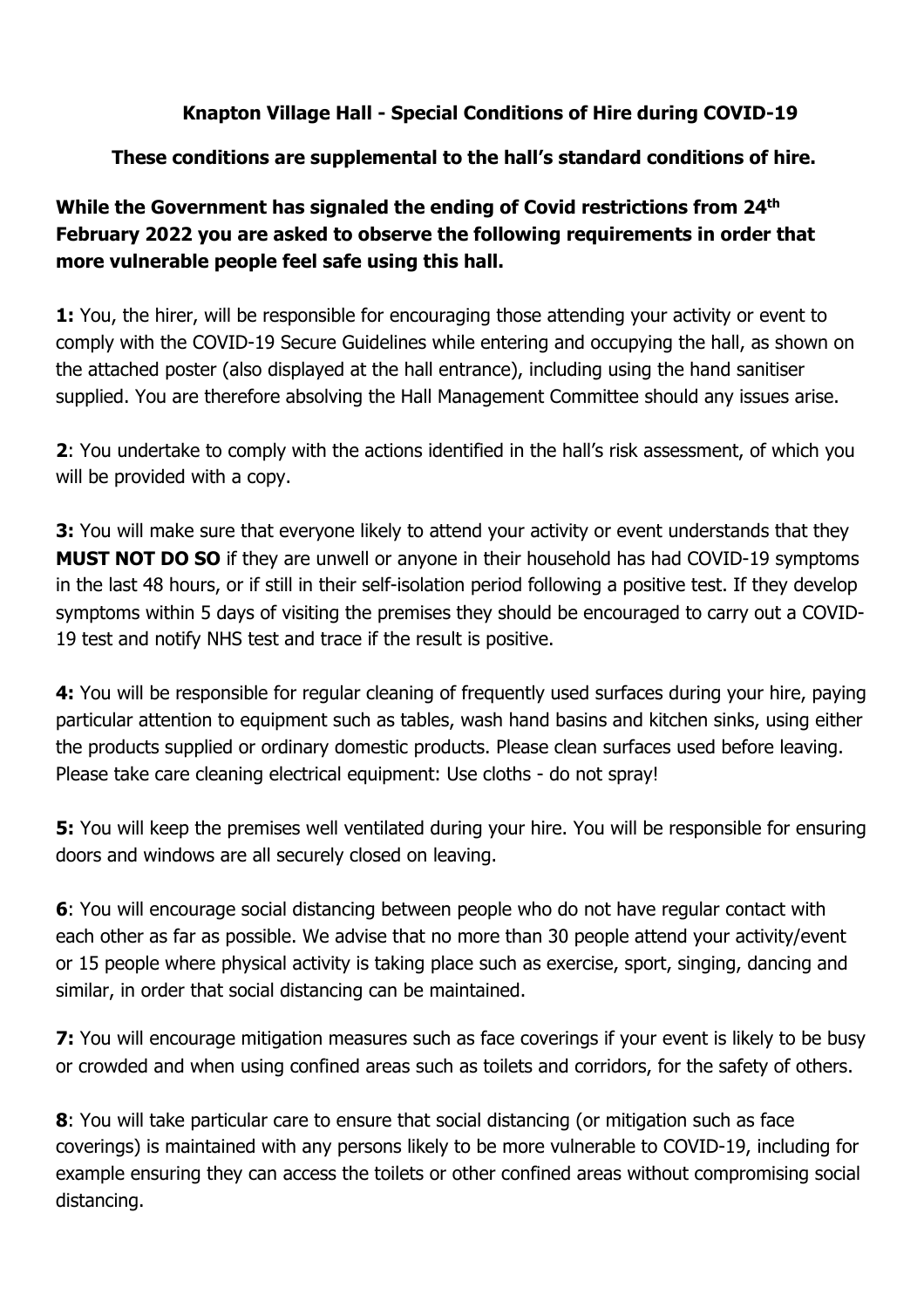**Knapton Village Hall - Special Conditions of Hire during COVID-19**

**These conditions are supplemental to the hall's standard conditions of hire.**

**While the Government has signaled the ending of Covid restrictions from 24th February 2022 you are asked to observe the following requirements in order that more vulnerable people feel safe using this hall.**

**1:** You, the hirer, will be responsible for encouraging those attending your activity or event to comply with the COVID-19 Secure Guidelines while entering and occupying the hall, as shown on the attached poster (also displayed at the hall entrance), including using the hand sanitiser supplied. You are therefore absolving the Hall Management Committee should any issues arise.

**2**: You undertake to comply with the actions identified in the hall's risk assessment, of which you will be provided with a copy.

**3:** You will make sure that everyone likely to attend your activity or event understands that they **MUST NOT DO SO** if they are unwell or anyone in their household has had COVID-19 symptoms in the last 48 hours, or if still in their self-isolation period following a positive test. If they develop symptoms within 5 days of visiting the premises they should be encouraged to carry out a COVID-19 test and notify NHS test and trace if the result is positive.

**4:** You will be responsible for regular cleaning of frequently used surfaces during your hire, paying particular attention to equipment such as tables, wash hand basins and kitchen sinks, using either the products supplied or ordinary domestic products. Please clean surfaces used before leaving. Please take care cleaning electrical equipment: Use cloths - do not spray!

**5:** You will keep the premises well ventilated during your hire. You will be responsible for ensuring doors and windows are all securely closed on leaving.

**6**: You will encourage social distancing between people who do not have regular contact with each other as far as possible. We advise that no more than 30 people attend your activity/event or 15 people where physical activity is taking place such as exercise, sport, singing, dancing and similar, in order that social distancing can be maintained.

**7:** You will encourage mitigation measures such as face coverings if your event is likely to be busy or crowded and when using confined areas such as toilets and corridors, for the safety of others.

**8**: You will take particular care to ensure that social distancing (or mitigation such as face coverings) is maintained with any persons likely to be more vulnerable to COVID-19, including for example ensuring they can access the toilets or other confined areas without compromising social distancing.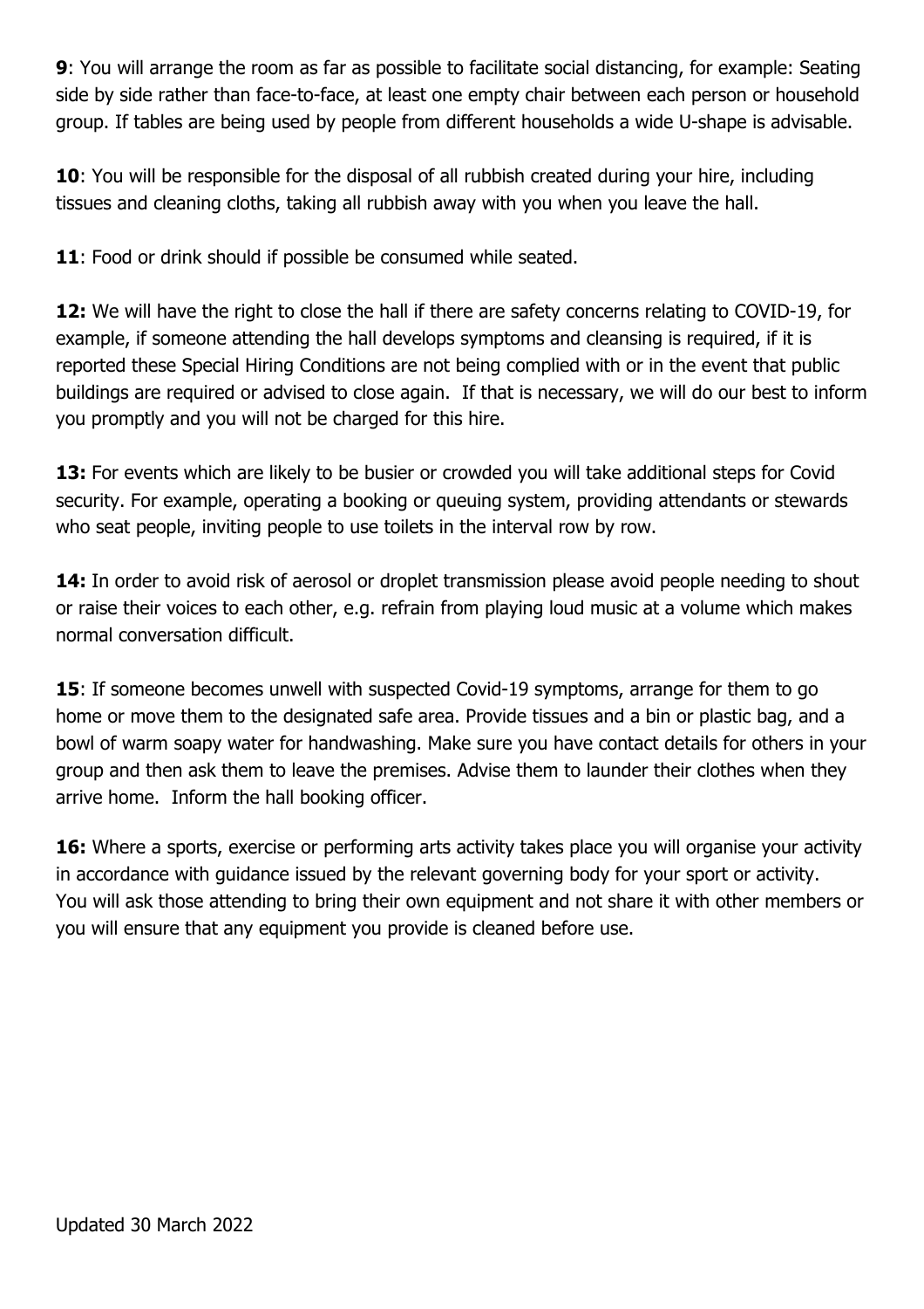**9**: You will arrange the room as far as possible to facilitate social distancing, for example: Seating side by side rather than face-to-face, at least one empty chair between each person or household group. If tables are being used by people from different households a wide U-shape is advisable.

**10**: You will be responsible for the disposal of all rubbish created during your hire, including tissues and cleaning cloths, taking all rubbish away with you when you leave the hall.

**11**: Food or drink should if possible be consumed while seated.

**12:** We will have the right to close the hall if there are safety concerns relating to COVID-19, for example, if someone attending the hall develops symptoms and cleansing is required, if it is reported these Special Hiring Conditions are not being complied with or in the event that public buildings are required or advised to close again. If that is necessary, we will do our best to inform you promptly and you will not be charged for this hire.

**13:** For events which are likely to be busier or crowded you will take additional steps for Covid security. For example, operating a booking or queuing system, providing attendants or stewards who seat people, inviting people to use toilets in the interval row by row.

**14:** In order to avoid risk of aerosol or droplet transmission please avoid people needing to shout or raise their voices to each other, e.g. refrain from playing loud music at a volume which makes normal conversation difficult.

**15**: If someone becomes unwell with suspected Covid-19 symptoms, arrange for them to go home or move them to the designated safe area. Provide tissues and a bin or plastic bag, and a bowl of warm soapy water for handwashing. Make sure you have contact details for others in your group and then ask them to leave the premises. Advise them to launder their clothes when they arrive home. Inform the hall booking officer.

**16:** Where a sports, exercise or performing arts activity takes place you will organise your activity in accordance with guidance issued by the relevant governing body for your sport or activity. You will ask those attending to bring their own equipment and not share it with other members or you will ensure that any equipment you provide is cleaned before use.

Updated 30 March 2022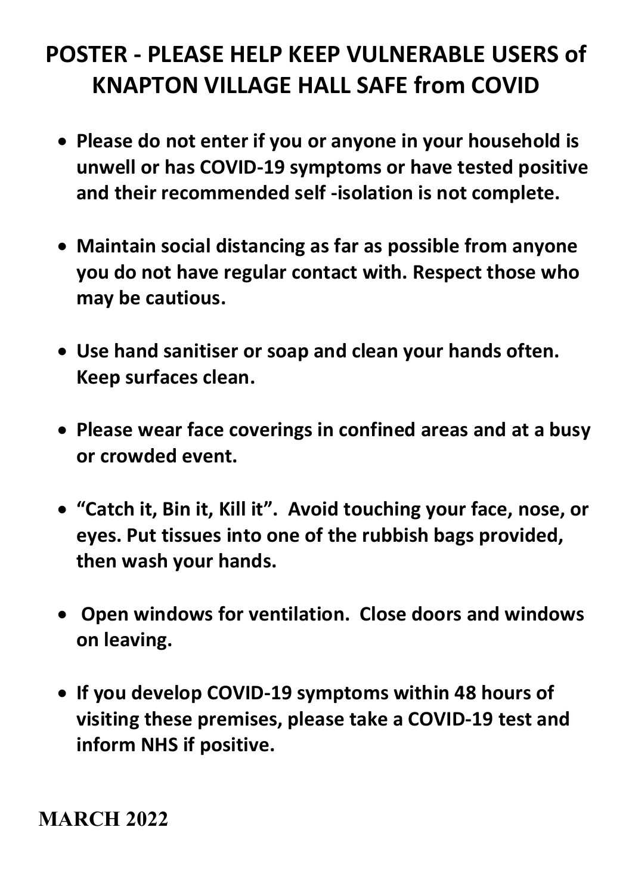# POSTER - PLEASE HELP KEEP VULNERABLE USERS of KNAPTON VILLAGE HALL SAFE from COVID

- **Please do not enter if you or anyone in your household is unwell or has COVID-19 symptoms or have tested positive and their recommended self -isolation is not complete.**

- **Maintain social distancing as far as possible from anyone you do not have regular contact with. Respect those who may be cautious.**

- **Use hand sanitiser or soap and clean your hands often. Keep surfaces clean.**

- **Please wear face coverings in confined areas and at a busy or crowded event.**

- **"Catch it, Bin it, Kill it". Avoid touching your face, nose, or eyes. Put tissues into one of the rubbish bags provided, then wash your hands.**

- **Open windows for ventilation. Close doors and windows on leaving.**

- **If you develop COVID-19 symptoms within 48 hours of visiting these premises, please take a COVID-19 test and inform NHS if positive.**

**MARCH 2022**